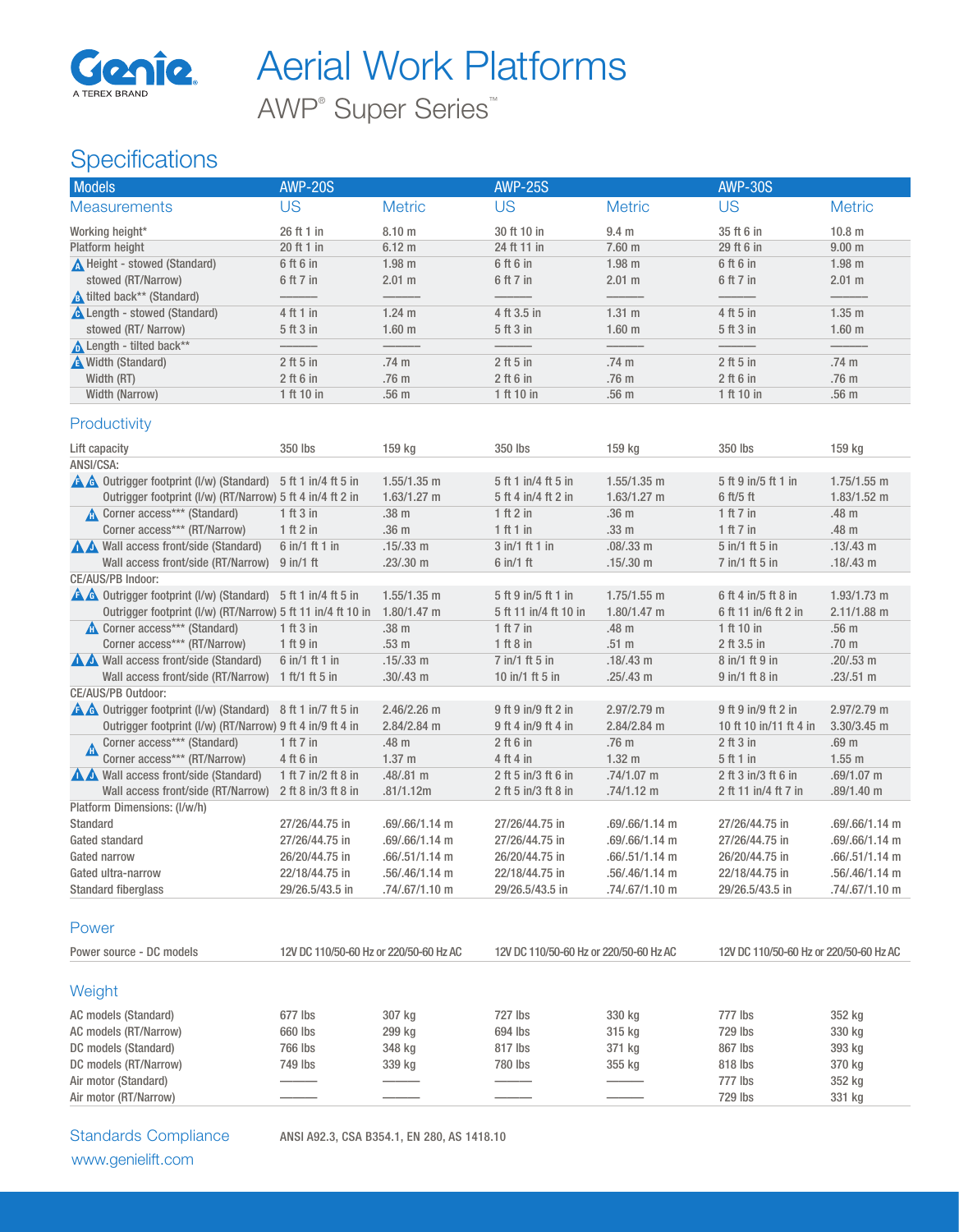Genie
A TEREX BRAND

# Aerial Work Platforms

## AWP® Super Series™

## Specifications

| Models | AWP-20S | | AWP-25S | | AWP-30S | |
|---|---|---|---|---|---|---|
| **Measurements** | **US** | **Metric** | **US** | **Metric** | **US** | **Metric** |
| Working height* | 26 ft 1 in | 8.10 m | 30 ft 10 in | 9.4 m | 35 ft 6 in | 10.8 m |
| Platform height | 20 ft 1 in | 6.12 m | 24 ft 11 in | 7.60 m | 29 ft 6 in | 9.00 m |
| A Height - stowed (Standard) | 6 ft 6 in | 1.98 m | 6 ft 6 in | 1.98 m | 6 ft 6 in | 1.98 m |
| stowed (RT/Narrow) | 6 ft 7 in | 2.01 m | 6 ft 7 in | 2.01 m | 6 ft 7 in | 2.01 m |
| B tilted back** (Standard) | ——— | ——— | ——— | ——— | ——— | ——— |
| C Length - stowed (Standard) | 4 ft 1 in | 1.24 m | 4 ft 3.5 in | 1.31 m | 4 ft 5 in | 1.35 m |
| stowed (RT/ Narrow) | 5 ft 3 in | 1.60 m | 5 ft 3 in | 1.60 m | 5 ft 3 in | 1.60 m |
| D Length - tilted back** | ——— | ——— | ——— | ——— | ——— | ——— |
| E Width (Standard) | 2 ft 5 in | .74 m | 2 ft 5 in | .74 m | 2 ft 5 in | .74 m |
| Width (RT) | 2 ft 6 in | .76 m | 2 ft 6 in | .76 m | 2 ft 6 in | .76 m |
| Width (Narrow) | 1 ft 10 in | .56 m | 1 ft 10 in | .56 m | 1 ft 10 in | .56 m |
| **Productivity** | | | | | | |
| Lift capacity | 350 lbs | 159 kg | 350 lbs | 159 kg | 350 lbs | 159 kg |
| ANSI/CSA: | | | | | | |
| F G Outrigger footprint (l/w) (Standard) | 5 ft 1 in/4 ft 5 in | 1.55/1.35 m | 5 ft 1 in/4 ft 5 in | 1.55/1.35 m | 5 ft 9 in/5 ft 1 in | 1.75/1.55 m |
| Outrigger footprint (l/w) (RT/Narrow) | 5 ft 4 in/4 ft 2 in | 1.63/1.27 m | 5 ft 4 in/4 ft 2 in | 1.63/1.27 m | 6 ft/5 ft | 1.83/1.52 m |
| H Corner access*** (Standard) | 1 ft 3 in | .38 m | 1 ft 2 in | .36 m | 1 ft 7 in | .48 m |
| Corner access*** (RT/Narrow) | 1 ft 2 in | .36 m | 1 ft 1 in | .33 m | 1 ft 7 in | .48 m |
| I J Wall access front/side (Standard) | 6 in/1 ft 1 in | .15/.33 m | 3 in/1 ft 1 in | .08/.33 m | 5 in/1 ft 5 in | .13/.43 m |
| Wall access front/side (RT/Narrow) | 9 in/1 ft | .23/.30 m | 6 in/1 ft | .15/.30 m | 7 in/1 ft 5 in | .18/.43 m |
| CE/AUS/PB Indoor: | | | | | | |
| F G Outrigger footprint (l/w) (Standard) | 5 ft 1 in/4 ft 5 in | 1.55/1.35 m | 5 ft 9 in/5 ft 1 in | 1.75/1.55 m | 6 ft 4 in/5 ft 8 in | 1.93/1.73 m |
| Outrigger footprint (l/w) (RT/Narrow) | 5 ft 11 in/4 ft 10 in | 1.80/1.47 m | 5 ft 11 in/4 ft 10 in | 1.80/1.47 m | 6 ft 11 in/6 ft 2 in | 2.11/1.88 m |
| H Corner access*** (Standard) | 1 ft 3 in | .38 m | 1 ft 7 in | .48 m | 1 ft 10 in | .56 m |
| Corner access*** (RT/Narrow) | 1 ft 9 in | .53 m | 1 ft 8 in | .51 m | 2 ft 3.5 in | .70 m |
| I J Wall access front/side (Standard) | 6 in/1 ft 1 in | .15/.33 m | 7 in/1 ft 5 in | .18/.43 m | 8 in/1 ft 9 in | .20/.53 m |
| Wall access front/side (RT/Narrow) | 1 ft/1 ft 5 in | .30/.43 m | 10 in/1 ft 5 in | .25/.43 m | 9 in/1 ft 8 in | .23/.51 m |
| CE/AUS/PB Outdoor: | | | | | | |
| F G Outrigger footprint (l/w) (Standard) | 8 ft 1 in/7 ft 5 in | 2.46/2.26 m | 9 ft 9 in/9 ft 2 in | 2.97/2.79 m | 9 ft 9 in/9 ft 2 in | 2.97/2.79 m |
| Outrigger footprint (l/w) (RT/Narrow) | 9 ft 4 in/9 ft 4 in | 2.84/2.84 m | 9 ft 4 in/9 ft 4 in | 2.84/2.84 m | 10 ft 10 in/11 ft 4 in | 3.30/3.45 m |
| H Corner access*** (Standard) | 1 ft 7 in | .48 m | 2 ft 6 in | .76 m | 2 ft 3 in | .69 m |
| Corner access*** (RT/Narrow) | 4 ft 6 in | 1.37 m | 4 ft 4 in | 1.32 m | 5 ft 1 in | 1.55 m |
| I J Wall access front/side (Standard) | 1 ft 7 in/2 ft 8 in | .48/.81 m | 2 ft 5 in/3 ft 6 in | .74/1.07 m | 2 ft 3 in/3 ft 6 in | .69/1.07 m |
| Wall access front/side (RT/Narrow) | 2 ft 8 in/3 ft 8 in | .81/1.12m | 2 ft 5 in/3 ft 8 in | .74/1.12 m | 2 ft 11 in/4 ft 7 in | .89/1.40 m |
| Platform Dimensions: (l/w/h) | | | | | | |
| Standard | 27/26/44.75 in | .69/.66/1.14 m | 27/26/44.75 in | .69/.66/1.14 m | 27/26/44.75 in | .69/.66/1.14 m |
| Gated standard | 27/26/44.75 in | .69/.66/1.14 m | 27/26/44.75 in | .69/.66/1.14 m | 27/26/44.75 in | .69/.66/1.14 m |
| Gated narrow | 26/20/44.75 in | .66/.51/1.14 m | 26/20/44.75 in | .66/.51/1.14 m | 26/20/44.75 in | .66/.51/1.14 m |
| Gated ultra-narrow | 22/18/44.75 in | .56/.46/1.14 m | 22/18/44.75 in | .56/.46/1.14 m | 22/18/44.75 in | .56/.46/1.14 m |
| Standard fiberglass | 29/26.5/43.5 in | .74/.67/1.10 m | 29/26.5/43.5 in | .74/.67/1.10 m | 29/26.5/43.5 in | .74/.67/1.10 m |
| **Power** | | | | | | |
| Power source - DC models | 12V DC 110/50-60 Hz or 220/50-60 Hz AC | | 12V DC 110/50-60 Hz or 220/50-60 Hz AC | | 12V DC 110/50-60 Hz or 220/50-60 Hz AC | |
| **Weight** | | | | | | |
| AC models (Standard) | 677 lbs | 307 kg | 727 lbs | 330 kg | 777 lbs | 352 kg |
| AC models (RT/Narrow) | 660 lbs | 299 kg | 694 lbs | 315 kg | 729 lbs | 330 kg |
| DC models (Standard) | 766 lbs | 348 kg | 817 lbs | 371 kg | 867 lbs | 393 kg |
| DC models (RT/Narrow) | 749 lbs | 339 kg | 780 lbs | 355 kg | 818 lbs | 370 kg |
| Air motor (Standard) | ——— | ——— | ——— | ——— | 777 lbs | 352 kg |
| Air motor (RT/Narrow) | ——— | ——— | ——— | ——— | 729 lbs | 331 kg |

**Standards Compliance** ANSI A92.3, CSA B354.1, EN 280, AS 1418.10

www.genielift.com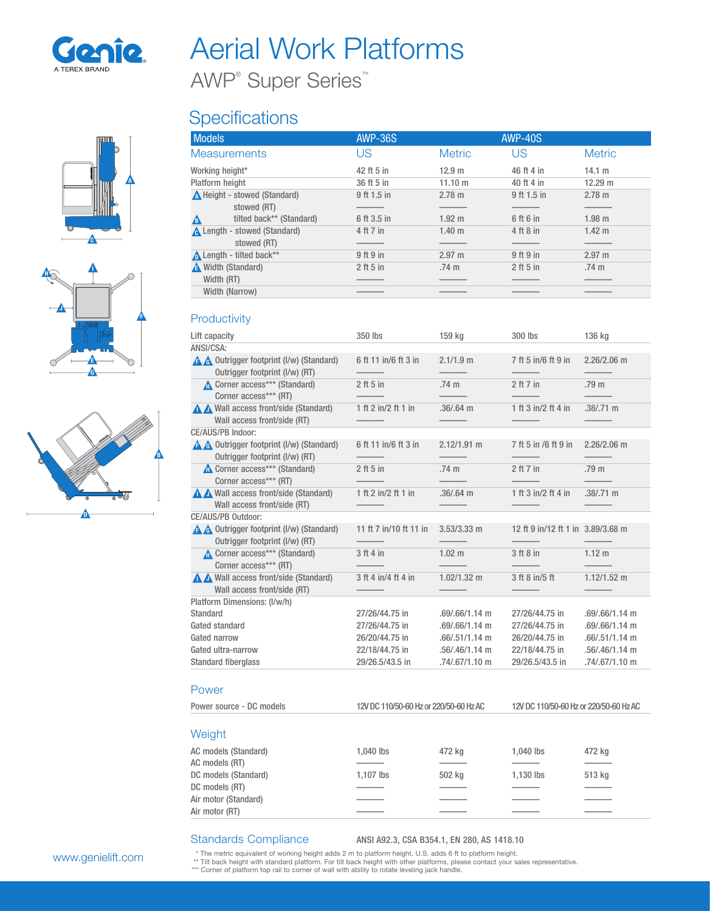# Aerial Work Platforms

## AWP® Super Series™

## Specifications

| Models | AWP-36S | | AWP-40S | |
|---|---|---|---|---|
| **Measurements** | **US** | **Metric** | **US** | **Metric** |
| Working height* | 42 ft 5 in | 12.9 m | 46 ft 4 in | 14.1 m |
| Platform height | 36 ft 5 in | 11.10 m | 40 ft 4 in | 12.29 m |
| A Height - stowed (Standard) | 9 ft 1.5 in | 2.78 m | 9 ft 1.5 in | 2.78 m |
| stowed (RT) | ——— | ——— | ——— | ——— |
| B tilted back** (Standard) | 6 ft 3.5 in | 1.92 m | 6 ft 6 in | 1.98 m |
| C Length - stowed (Standard) | 4 ft 7 in | 1.40 m | 4 ft 8 in | 1.42 m |
| stowed (RT) | ——— | ——— | ——— | ——— |
| D Length - tilted back** | 9 ft 9 in | 2.97 m | 9 ft 9 in | 2.97 m |
| E Width (Standard) | 2 ft 5 in | .74 m | 2 ft 5 in | .74 m |
| Width (RT) | ——— | ——— | ——— | ——— |
| Width (Narrow) | ——— | ——— | ——— | ——— |

### Productivity

| | AWP-36S US | AWP-36S Metric | AWP-40S US | AWP-40S Metric |
|---|---|---|---|---|
| Lift capacity | 350 lbs | 159 kg | 300 lbs | 136 kg |
| **ANSI/CSA:** | | | | |
| F G Outrigger footprint (l/w) (Standard) | 6 ft 11 in/6 ft 3 in | 2.1/1.9 m | 7 ft 5 in/6 ft 9 in | 2.26/2.06 m |
| Outrigger footprint (l/w) (RT) | ——— | ——— | ——— | ——— |
| H Corner access*** (Standard) | 2 ft 5 in | .74 m | 2 ft 7 in | .79 m |
| Corner access*** (RT) | ——— | ——— | ——— | ——— |
| I J Wall access front/side (Standard) | 1 ft 2 in/2 ft 1 in | .36/.64 m | 1 ft 3 in/2 ft 4 in | .38/.71 m |
| Wall access front/side (RT) | ——— | ——— | ——— | ——— |
| **CE/AUS/PB Indoor:** | | | | |
| F G Outrigger footprint (l/w) (Standard) | 6 ft 11 in/6 ft 3 in | 2.12/1.91 m | 7 ft 5 in /6 ft 9 in | 2.26/2.06 m |
| Outrigger footprint (l/w) (RT) | ——— | ——— | ——— | ——— |
| H Corner access*** (Standard) | 2 ft 5 in | .74 m | 2 ft 7 in | .79 m |
| Corner access*** (RT) | ——— | ——— | ——— | ——— |
| I J Wall access front/side (Standard) | 1 ft 2 in/2 ft 1 in | .36/.64 m | 1 ft 3 in/2 ft 4 in | .38/.71 m |
| Wall access front/side (RT) | ——— | ——— | ——— | ——— |
| **CE/AUS/PB Outdoor:** | | | | |
| F G Outrigger footprint (l/w) (Standard) | 11 ft 7 in/10 ft 11 in | 3.53/3.33 m | 12 ft 9 in/12 ft 1 in | 3.89/3.68 m |
| Outrigger footprint (l/w) (RT) | ——— | ——— | ——— | ——— |
| H Corner access*** (Standard) | 3 ft 4 in | 1.02 m | 3 ft 8 in | 1.12 m |
| Corner access*** (RT) | ——— | ——— | ——— | ——— |
| I J Wall access front/side (Standard) | 3 ft 4 in/4 ft 4 in | 1.02/1.32 m | 3 ft 8 in/5 ft | 1.12/1.52 m |
| Wall access front/side (RT) | ——— | ——— | ——— | ——— |
| **Platform Dimensions: (l/w/h)** | | | | |
| Standard | 27/26/44.75 in | .69/.66/1.14 m | 27/26/44.75 in | .69/.66/1.14 m |
| Gated standard | 27/26/44.75 in | .69/.66/1.14 m | 27/26/44.75 in | .69/.66/1.14 m |
| Gated narrow | 26/20/44.75 in | .66/.51/1.14 m | 26/20/44.75 in | .66/.51/1.14 m |
| Gated ultra-narrow | 22/18/44.75 in | .56/.46/1.14 m | 22/18/44.75 in | .56/.46/1.14 m |
| Standard fiberglass | 29/26.5/43.5 in | .74/.67/1.10 m | 29/26.5/43.5 in | .74/.67/1.10 m |

### Power

| | AWP-36S | AWP-40S |
|---|---|---|
| Power source - DC models | 12V DC 110/50-60 Hz or 220/50-60 Hz AC | 12V DC 110/50-60 Hz or 220/50-60 Hz AC |

### Weight

| | AWP-36S US | AWP-36S Metric | AWP-40S US | AWP-40S Metric |
|---|---|---|---|---|
| AC models (Standard) | 1,040 lbs | 472 kg | 1,040 lbs | 472 kg |
| AC models (RT) | ——— | ——— | ——— | ——— |
| DC models (Standard) | 1,107 lbs | 502 kg | 1,130 lbs | 513 kg |
| DC models (RT) | ——— | ——— | ——— | ——— |
| Air motor (Standard) | ——— | ——— | ——— | ——— |
| Air motor (RT) | ——— | ——— | ——— | ——— |

### Standards Compliance

ANSI A92.3, CSA B354.1, EN 280, AS 1418.10

\* The metric equivalent of working height adds 2 m to platform height. U.S. adds 6 ft to platform height.
** Tilt back height with standard platform. For tilt back height with other platforms, please contact your sales representative.
*** Corner of platform top rail to corner of wall with ability to rotate leveling jack handle.

www.genielift.com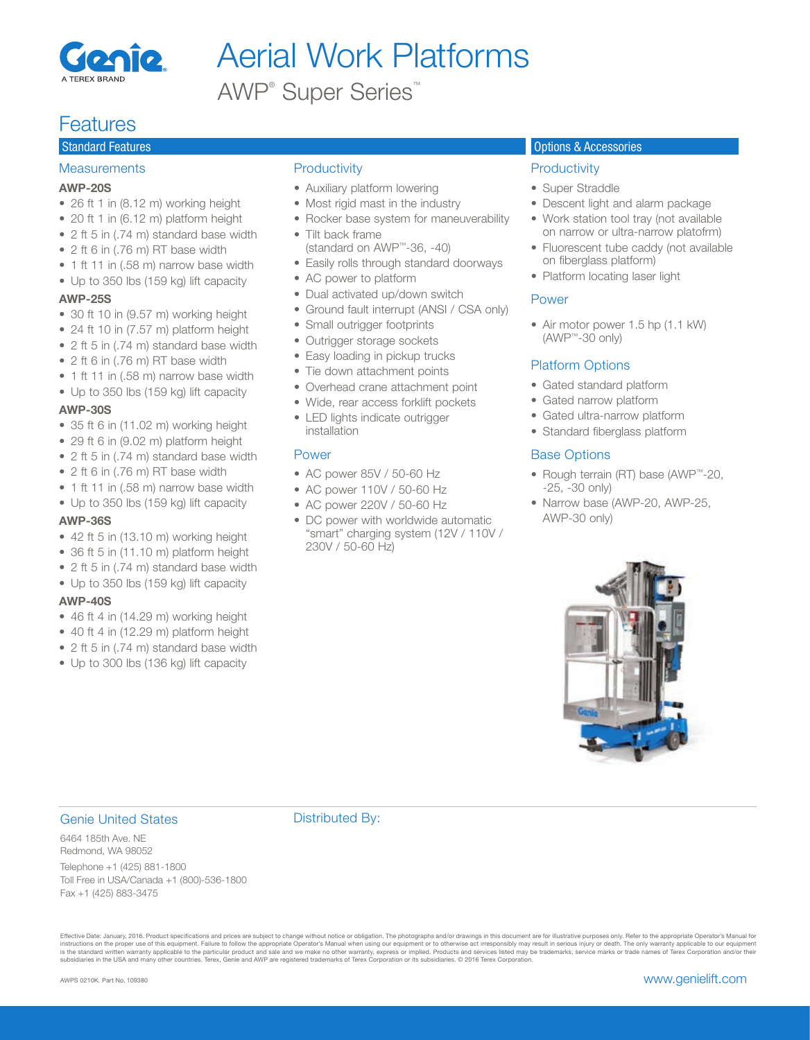# Aerial Work Platforms

## AWP® Super Series™

# Features

## Standard Features

### Measurements

**AWP-20S**

- 26 ft 1 in (8.12 m) working height
- 20 ft 1 in (6.12 m) platform height
- 2 ft 5 in (.74 m) standard base width
- 2 ft 6 in (.76 m) RT base width
- 1 ft 11 in (.58 m) narrow base width
- Up to 350 lbs (159 kg) lift capacity

**AWP-25S**

- 30 ft 10 in (9.57 m) working height
- 24 ft 10 in (7.57 m) platform height
- 2 ft 5 in (.74 m) standard base width
- 2 ft 6 in (.76 m) RT base width
- 1 ft 11 in (.58 m) narrow base width
- Up to 350 lbs (159 kg) lift capacity

**AWP-30S**

- 35 ft 6 in (11.02 m) working height
- 29 ft 6 in (9.02 m) platform height
- 2 ft 5 in (.74 m) standard base width
- 2 ft 6 in (.76 m) RT base width
- 1 ft 11 in (.58 m) narrow base width
- Up to 350 lbs (159 kg) lift capacity

**AWP-36S**

- 42 ft 5 in (13.10 m) working height
- 36 ft 5 in (11.10 m) platform height
- 2 ft 5 in (.74 m) standard base width
- Up to 350 lbs (159 kg) lift capacity

**AWP-40S**

- 46 ft 4 in (14.29 m) working height
- 40 ft 4 in (12.29 m) platform height
- 2 ft 5 in (.74 m) standard base width
- Up to 300 lbs (136 kg) lift capacity

### Productivity

- Auxiliary platform lowering
- Most rigid mast in the industry
- Rocker base system for maneuverability
- Tilt back frame (standard on AWP™-36, -40)
- Easily rolls through standard doorways
- AC power to platform
- Dual activated up/down switch
- Ground fault interrupt (ANSI / CSA only)
- Small outrigger footprints
- Outrigger storage sockets
- Easy loading in pickup trucks
- Tie down attachment points
- Overhead crane attachment point
- Wide, rear access forklift pockets
- LED lights indicate outrigger installation

### Power

- AC power 85V / 50-60 Hz
- AC power 110V / 50-60 Hz
- AC power 220V / 50-60 Hz
- DC power with worldwide automatic "smart" charging system (12V / 110V / 230V / 50-60 Hz)

## Options & Accessories

### Productivity

- Super Straddle
- Descent light and alarm package
- Work station tool tray (not available on narrow or ultra-narrow platofrm)
- Fluorescent tube caddy (not available on fiberglass platform)
- Platform locating laser light

### Power

- Air motor power 1.5 hp (1.1 kW) (AWP™-30 only)

### Platform Options

- Gated standard platform
- Gated narrow platform
- Gated ultra-narrow platform
- Standard fiberglass platform

### Base Options

- Rough terrain (RT) base (AWP™-20, -25, -30 only)
- Narrow base (AWP-20, AWP-25, AWP-30 only)

### Genie United States

6464 185th Ave. NE
Redmond, WA 98052

Telephone +1 (425) 881-1800
Toll Free in USA/Canada +1 (800)-536-1800
Fax +1 (425) 883-3475

Distributed By:

Effective Date: January, 2016. Product specifications and prices are subject to change without notice or obligation. The photographs and/or drawings in this document are for illustrative purposes only. Refer to the appropriate Operator's Manual for instructions on the proper use of this equipment. Failure to follow the appropriate Operator's Manual when using our equipment or to otherwise act irresponsibly may result in serious injury or death. The only warranty applicable to our equipment is the standard written warranty applicable to the particular product and sale and we make no other warranty, express or implied. Products and services listed may be trademarks, service marks or trade names of Terex Corporation and/or their subsidiaries in the USA and many other countries. Terex, Genie and AWP are registered trademarks of Terex Corporation or its subsidiaries. © 2016 Terex Corporation.

AWPS 0210K. Part No. 109380

www.genielift.com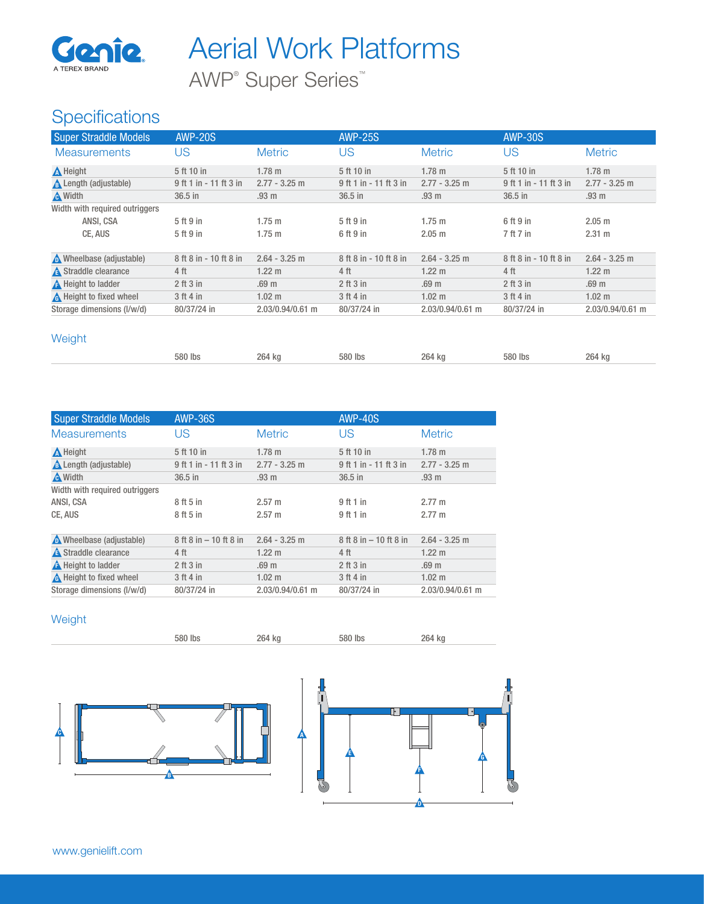# Aerial Work Platforms

AWP® Super Series™

## Specifications

| Super Straddle Models | AWP-20S | | AWP-25S | | AWP-30S | |
|---|---|---|---|---|---|---|
| Measurements | US | Metric | US | Metric | US | Metric |
| A Height | 5 ft 10 in | 1.78 m | 5 ft 10 in | 1.78 m | 5 ft 10 in | 1.78 m |
| B Length (adjustable) | 9 ft 1 in - 11 ft 3 in | 2.77 - 3.25 m | 9 ft 1 in - 11 ft 3 in | 2.77 - 3.25 m | 9 ft 1 in - 11 ft 3 in | 2.77 - 3.25 m |
| C Width | 36.5 in | .93 m | 36.5 in | .93 m | 36.5 in | .93 m |
| Width with required outriggers | | | | | | |
| ANSI, CSA | 5 ft 9 in | 1.75 m | 5 ft 9 in | 1.75 m | 6 ft 9 in | 2.05 m |
| CE, AUS | 5 ft 9 in | 1.75 m | 6 ft 9 in | 2.05 m | 7 ft 7 in | 2.31 m |
| D Wheelbase (adjustable) | 8 ft 8 in - 10 ft 8 in | 2.64 - 3.25 m | 8 ft 8 in - 10 ft 8 in | 2.64 - 3.25 m | 8 ft 8 in - 10 ft 8 in | 2.64 - 3.25 m |
| E Straddle clearance | 4 ft | 1.22 m | 4 ft | 1.22 m | 4 ft | 1.22 m |
| F Height to ladder | 2 ft 3 in | .69 m | 2 ft 3 in | .69 m | 2 ft 3 in | .69 m |
| G Height to fixed wheel | 3 ft 4 in | 1.02 m | 3 ft 4 in | 1.02 m | 3 ft 4 in | 1.02 m |
| Storage dimensions (l/w/d) | 80/37/24 in | 2.03/0.94/0.61 m | 80/37/24 in | 2.03/0.94/0.61 m | 80/37/24 in | 2.03/0.94/0.61 m |
| **Weight** | | | | | | |
| | 580 lbs | 264 kg | 580 lbs | 264 kg | 580 lbs | 264 kg |

| Super Straddle Models | AWP-36S | | AWP-40S | |
|---|---|---|---|---|
| Measurements | US | Metric | US | Metric |
| A Height | 5 ft 10 in | 1.78 m | 5 ft 10 in | 1.78 m |
| B Length (adjustable) | 9 ft 1 in - 11 ft 3 in | 2.77 - 3.25 m | 9 ft 1 in - 11 ft 3 in | 2.77 - 3.25 m |
| C Width | 36.5 in | .93 m | 36.5 in | .93 m |
| Width with required outriggers | | | | |
| ANSI, CSA | 8 ft 5 in | 2.57 m | 9 ft 1 in | 2.77 m |
| CE, AUS | 8 ft 5 in | 2.57 m | 9 ft 1 in | 2.77 m |
| D Wheelbase (adjustable) | 8 ft 8 in – 10 ft 8 in | 2.64 - 3.25 m | 8 ft 8 in – 10 ft 8 in | 2.64 - 3.25 m |
| E Straddle clearance | 4 ft | 1.22 m | 4 ft | 1.22 m |
| F Height to ladder | 2 ft 3 in | .69 m | 2 ft 3 in | .69 m |
| G Height to fixed wheel | 3 ft 4 in | 1.02 m | 3 ft 4 in | 1.02 m |
| Storage dimensions (l/w/d) | 80/37/24 in | 2.03/0.94/0.61 m | 80/37/24 in | 2.03/0.94/0.61 m |
| **Weight** | | | | |
| | 580 lbs | 264 kg | 580 lbs | 264 kg |

www.genielift.com